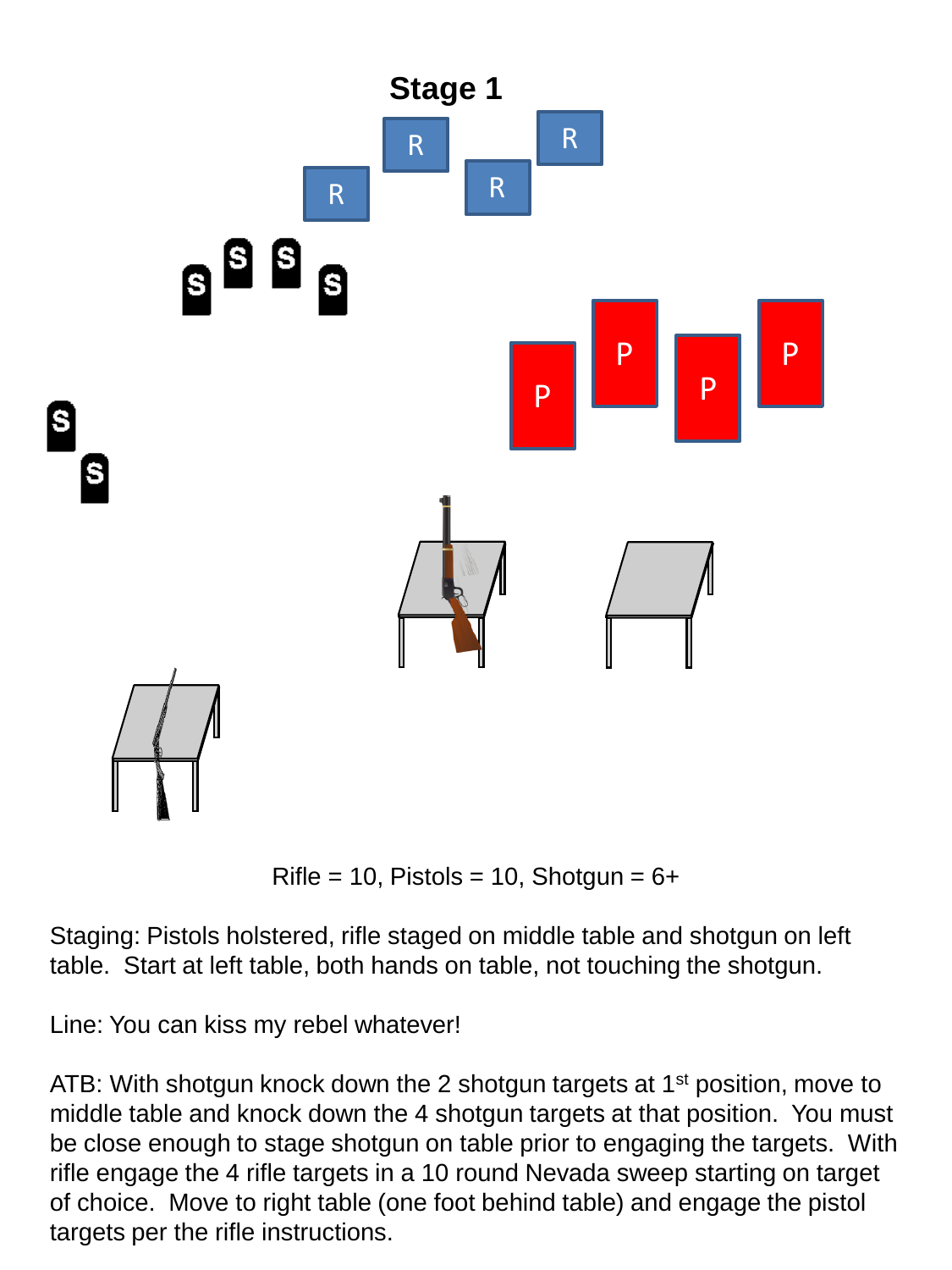# Stage 1

Rifle = 10, Pistols = 10, Shotgun = 6+

Staging: Pistols holstered, rifle staged on middle table and shotgun on left table. Start at left table, both hands on table, not touching the shotgun.

Line: You can kiss my rebel whatever!

ATB: With shotgun knock down the 2 shotgun targets at 1st position, move to middle table and knock down the 4 shotgun targets at that position. You must be close enough to stage shotgun on table prior to engaging the targets. With rifle engage the 4 rifle targets in a 10 round Nevada sweep starting on target of choice. Move to right table (one foot behind table) and engage the pistol targets per the rifle instructions.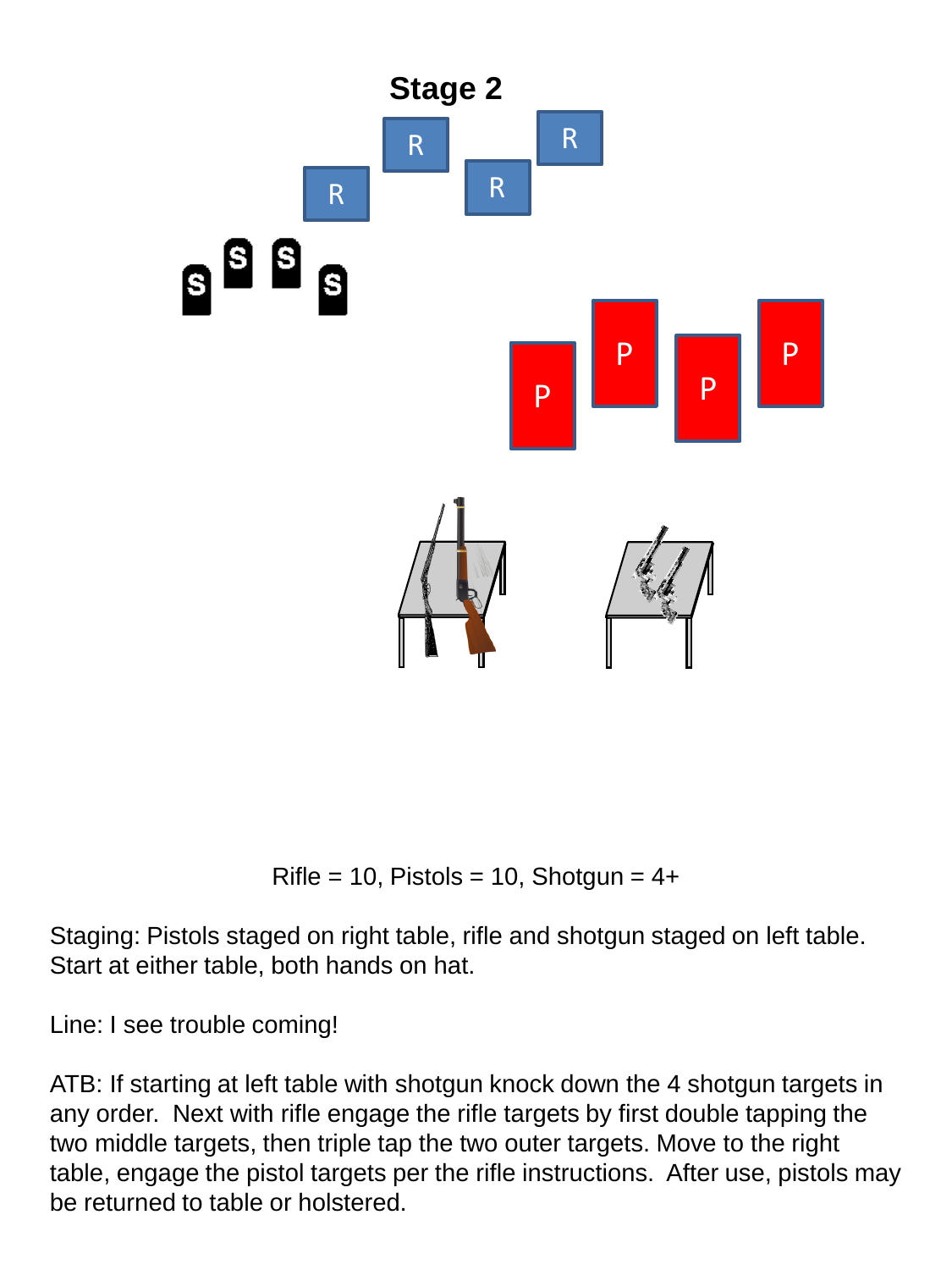## Stage 2

Rifle = 10, Pistols = 10, Shotgun = 4+

Staging: Pistols staged on right table, rifle and shotgun staged on left table. Start at either table, both hands on hat.

Line: I see trouble coming!

ATB: If starting at left table with shotgun knock down the 4 shotgun targets in any order. Next with rifle engage the rifle targets by first double tapping the two middle targets, then triple tap the two outer targets. Move to the right table, engage the pistol targets per the rifle instructions. After use, pistols may be returned to table or holstered.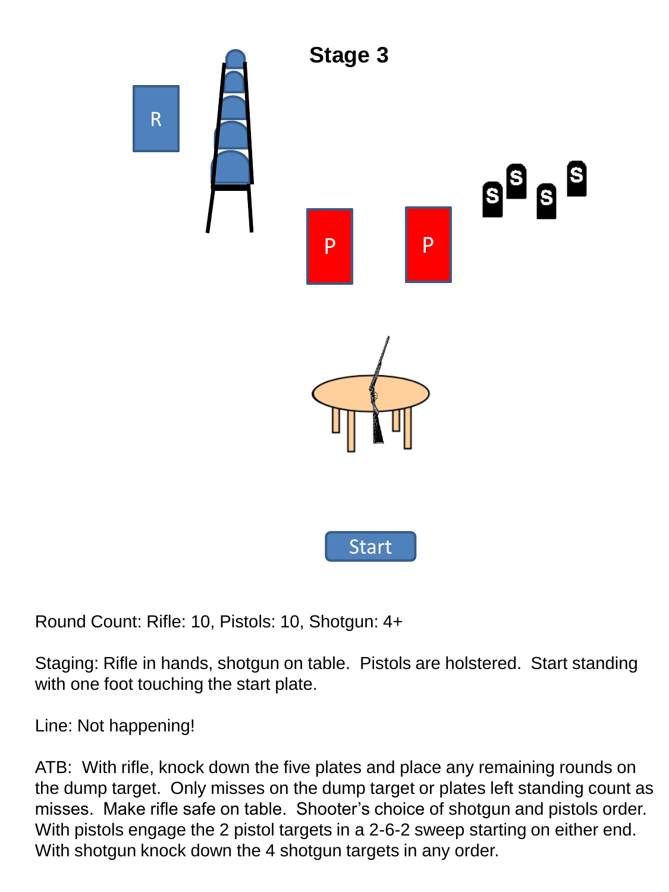# Stage 3

Round Count: Rifle: 10, Pistols: 10, Shotgun: 4+

Staging: Rifle in hands, shotgun on table. Pistols are holstered. Start standing with one foot touching the start plate.

Line: Not happening!

ATB: With rifle, knock down the five plates and place any remaining rounds on the dump target. Only misses on the dump target or plates left standing count as misses. Make rifle safe on table. Shooter's choice of shotgun and pistols order. With pistols engage the 2 pistol targets in a 2-6-2 sweep starting on either end. With shotgun knock down the 4 shotgun targets in any order.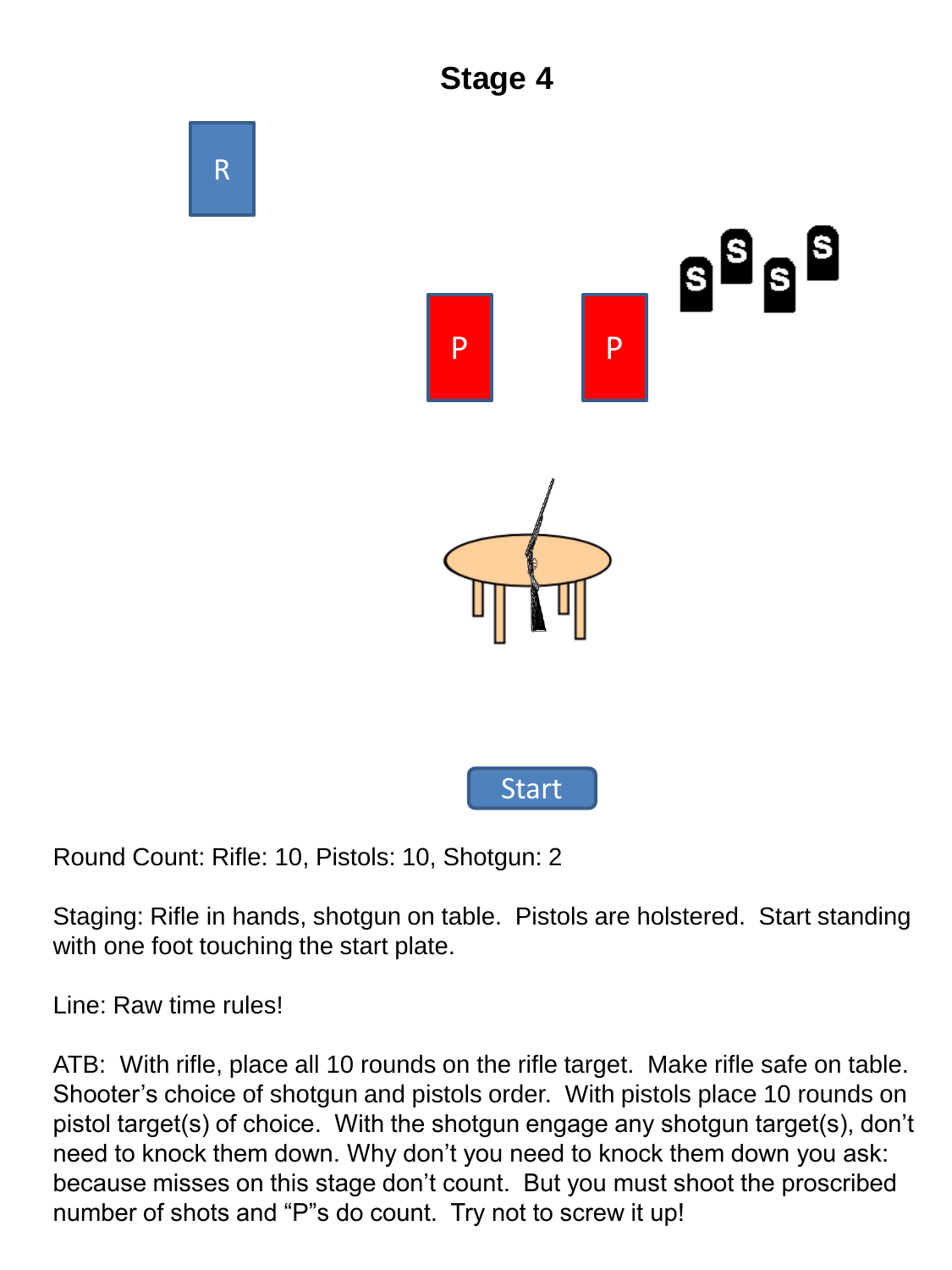# Stage 4

Round Count: Rifle: 10, Pistols: 10, Shotgun: 2

Staging: Rifle in hands, shotgun on table. Pistols are holstered. Start standing with one foot touching the start plate.

Line: Raw time rules!

ATB: With rifle, place all 10 rounds on the rifle target. Make rifle safe on table. Shooter's choice of shotgun and pistols order. With pistols place 10 rounds on pistol target(s) of choice. With the shotgun engage any shotgun target(s), don't need to knock them down. Why don't you need to knock them down you ask: because misses on this stage don't count. But you must shoot the proscribed number of shots and "P"s do count. Try not to screw it up!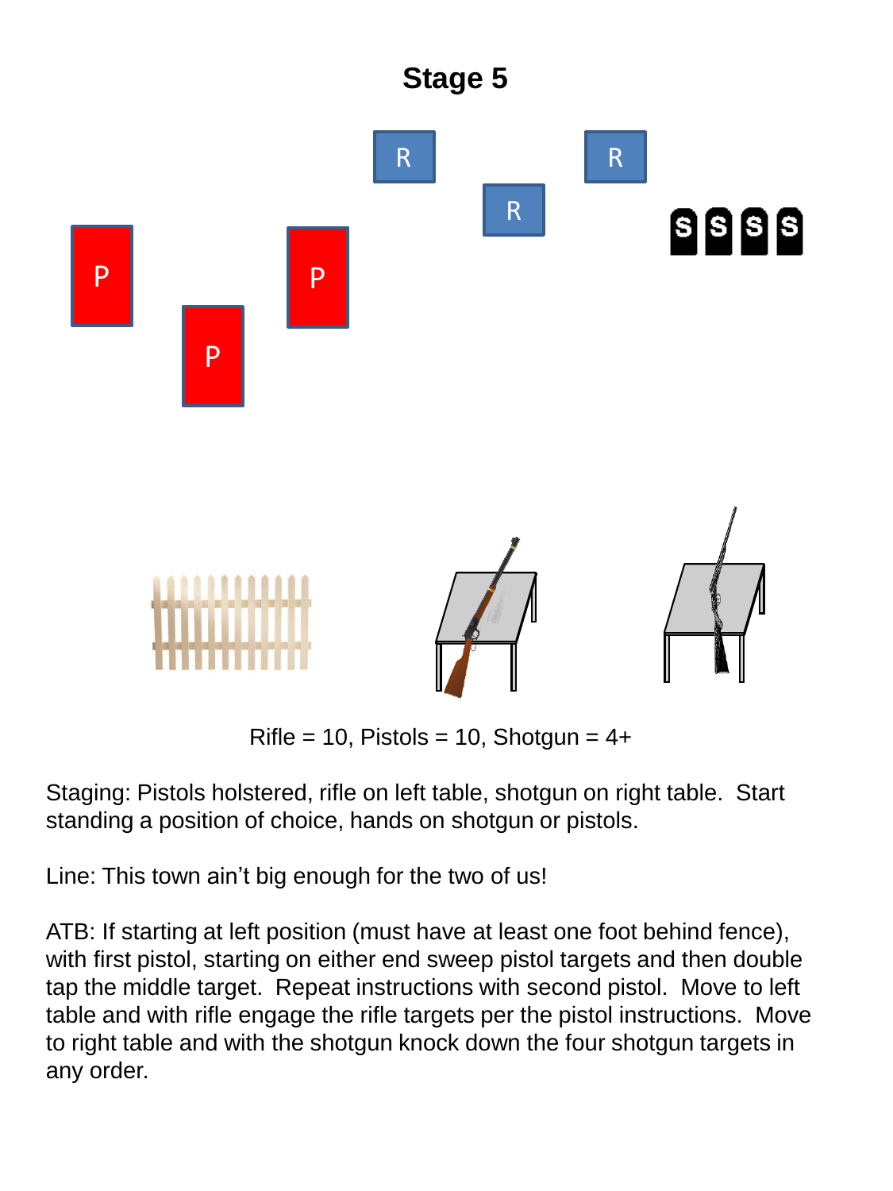# Stage 5

Rifle = 10, Pistols = 10, Shotgun = 4+

Staging: Pistols holstered, rifle on left table, shotgun on right table. Start standing a position of choice, hands on shotgun or pistols.

Line: This town ain't big enough for the two of us!

ATB: If starting at left position (must have at least one foot behind fence), with first pistol, starting on either end sweep pistol targets and then double tap the middle target. Repeat instructions with second pistol. Move to left table and with rifle engage the rifle targets per the pistol instructions. Move to right table and with the shotgun knock down the four shotgun targets in any order.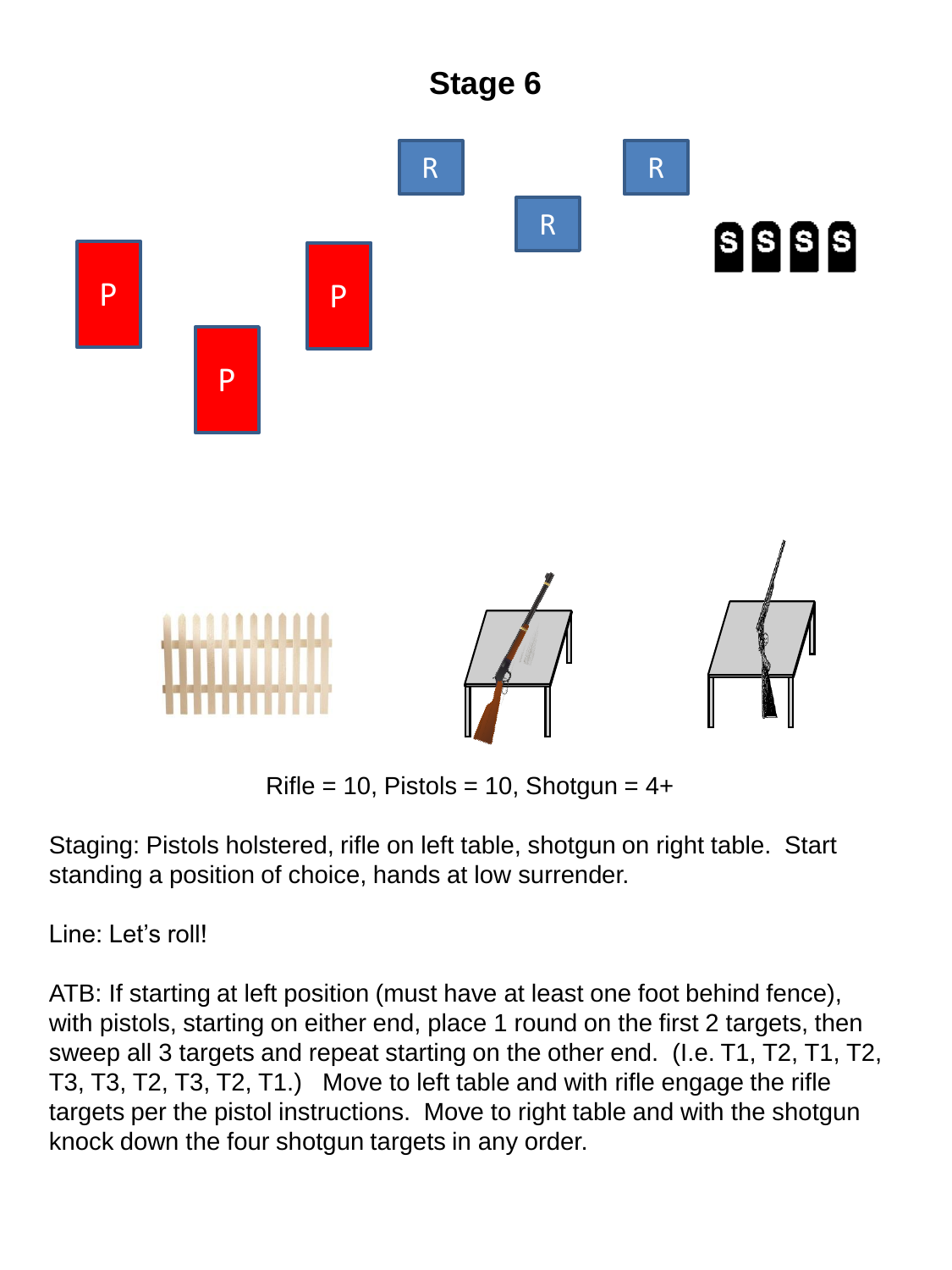# Stage 6

R R R

SSSS

P P P

Rifle = 10, Pistols = 10, Shotgun = 4+

Staging: Pistols holstered, rifle on left table, shotgun on right table. Start standing a position of choice, hands at low surrender.

Line: Let's roll!

ATB: If starting at left position (must have at least one foot behind fence), with pistols, starting on either end, place 1 round on the first 2 targets, then sweep all 3 targets and repeat starting on the other end. (I.e. T1, T2, T1, T2, T3, T3, T2, T3, T2, T1.) Move to left table and with rifle engage the rifle targets per the pistol instructions. Move to right table and with the shotgun knock down the four shotgun targets in any order.